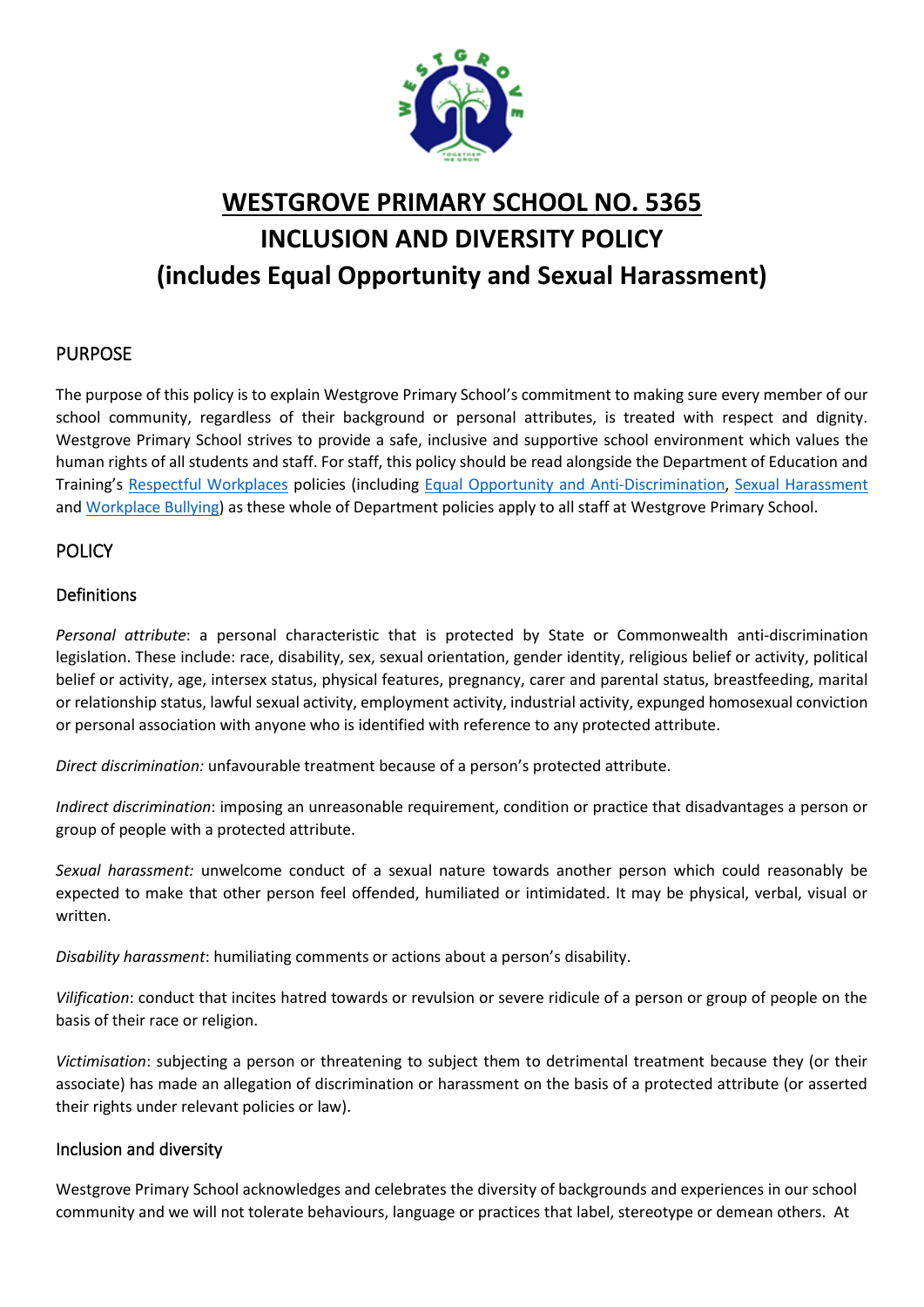# WESTGROVE PRIMARY SCHOOL NO. 5365

# INCLUSION AND DIVERSITY POLICY

# (includes Equal Opportunity and Sexual Harassment)

## PURPOSE

The purpose of this policy is to explain Westgrove Primary School's commitment to making sure every member of our school community, regardless of their background or personal attributes, is treated with respect and dignity. Westgrove Primary School strives to provide a safe, inclusive and supportive school environment which values the human rights of all students and staff. For staff, this policy should be read alongside the Department of Education and Training's Respectful Workplaces policies (including Equal Opportunity and Anti-Discrimination, Sexual Harassment and Workplace Bullying) as these whole of Department policies apply to all staff at Westgrove Primary School.

## POLICY

### Definitions

*Personal attribute*: a personal characteristic that is protected by State or Commonwealth anti-discrimination legislation. These include: race, disability, sex, sexual orientation, gender identity, religious belief or activity, political belief or activity, age, intersex status, physical features, pregnancy, carer and parental status, breastfeeding, marital or relationship status, lawful sexual activity, employment activity, industrial activity, expunged homosexual conviction or personal association with anyone who is identified with reference to any protected attribute.

*Direct discrimination:* unfavourable treatment because of a person's protected attribute.

*Indirect discrimination*: imposing an unreasonable requirement, condition or practice that disadvantages a person or group of people with a protected attribute.

*Sexual harassment:* unwelcome conduct of a sexual nature towards another person which could reasonably be expected to make that other person feel offended, humiliated or intimidated. It may be physical, verbal, visual or written.

*Disability harassment*: humiliating comments or actions about a person's disability.

*Vilification*: conduct that incites hatred towards or revulsion or severe ridicule of a person or group of people on the basis of their race or religion.

*Victimisation*: subjecting a person or threatening to subject them to detrimental treatment because they (or their associate) has made an allegation of discrimination or harassment on the basis of a protected attribute (or asserted their rights under relevant policies or law).

### Inclusion and diversity

Westgrove Primary School acknowledges and celebrates the diversity of backgrounds and experiences in our school community and we will not tolerate behaviours, language or practices that label, stereotype or demean others. At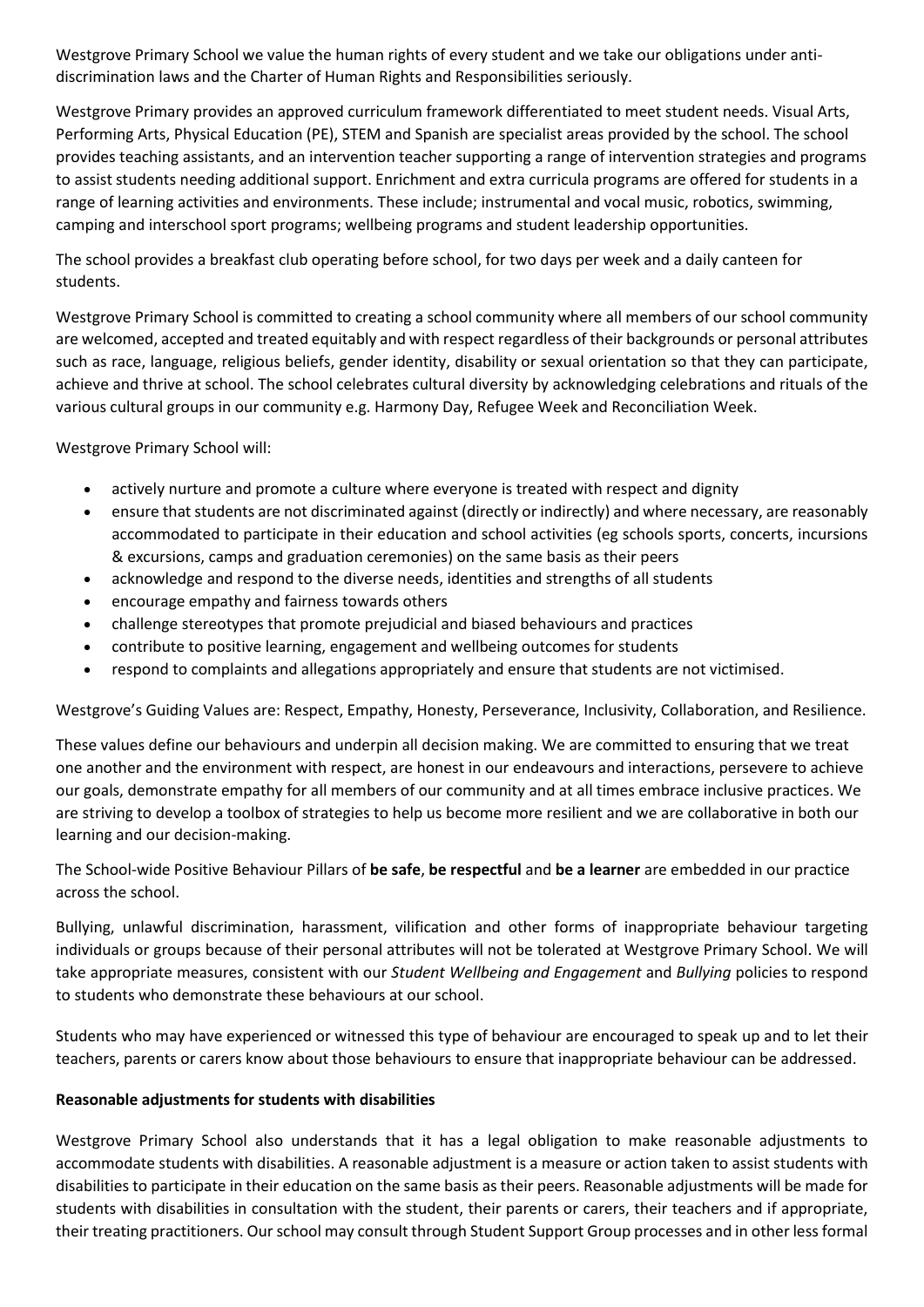Westgrove Primary School we value the human rights of every student and we take our obligations under anti-discrimination laws and the Charter of Human Rights and Responsibilities seriously.

Westgrove Primary provides an approved curriculum framework differentiated to meet student needs. Visual Arts, Performing Arts, Physical Education (PE), STEM and Spanish are specialist areas provided by the school. The school provides teaching assistants, and an intervention teacher supporting a range of intervention strategies and programs to assist students needing additional support. Enrichment and extra curricula programs are offered for students in a range of learning activities and environments. These include; instrumental and vocal music, robotics, swimming, camping and interschool sport programs; wellbeing programs and student leadership opportunities.

The school provides a breakfast club operating before school, for two days per week and a daily canteen for students.

Westgrove Primary School is committed to creating a school community where all members of our school community are welcomed, accepted and treated equitably and with respect regardless of their backgrounds or personal attributes such as race, language, religious beliefs, gender identity, disability or sexual orientation so that they can participate, achieve and thrive at school. The school celebrates cultural diversity by acknowledging celebrations and rituals of the various cultural groups in our community e.g. Harmony Day, Refugee Week and Reconciliation Week.

Westgrove Primary School will:

- actively nurture and promote a culture where everyone is treated with respect and dignity
- ensure that students are not discriminated against (directly or indirectly) and where necessary, are reasonably accommodated to participate in their education and school activities (eg schools sports, concerts, incursions & excursions, camps and graduation ceremonies) on the same basis as their peers
- acknowledge and respond to the diverse needs, identities and strengths of all students
- encourage empathy and fairness towards others
- challenge stereotypes that promote prejudicial and biased behaviours and practices
- contribute to positive learning, engagement and wellbeing outcomes for students
- respond to complaints and allegations appropriately and ensure that students are not victimised.

Westgrove's Guiding Values are: Respect, Empathy, Honesty, Perseverance, Inclusivity, Collaboration, and Resilience.

These values define our behaviours and underpin all decision making. We are committed to ensuring that we treat one another and the environment with respect, are honest in our endeavours and interactions, persevere to achieve our goals, demonstrate empathy for all members of our community and at all times embrace inclusive practices. We are striving to develop a toolbox of strategies to help us become more resilient and we are collaborative in both our learning and our decision-making.

The School-wide Positive Behaviour Pillars of **be safe**, **be respectful** and **be a learner** are embedded in our practice across the school.

Bullying, unlawful discrimination, harassment, vilification and other forms of inappropriate behaviour targeting individuals or groups because of their personal attributes will not be tolerated at Westgrove Primary School. We will take appropriate measures, consistent with our *Student Wellbeing and Engagement* and *Bullying* policies to respond to students who demonstrate these behaviours at our school.

Students who may have experienced or witnessed this type of behaviour are encouraged to speak up and to let their teachers, parents or carers know about those behaviours to ensure that inappropriate behaviour can be addressed.

**Reasonable adjustments for students with disabilities**

Westgrove Primary School also understands that it has a legal obligation to make reasonable adjustments to accommodate students with disabilities. A reasonable adjustment is a measure or action taken to assist students with disabilities to participate in their education on the same basis as their peers. Reasonable adjustments will be made for students with disabilities in consultation with the student, their parents or carers, their teachers and if appropriate, their treating practitioners. Our school may consult through Student Support Group processes and in other less formal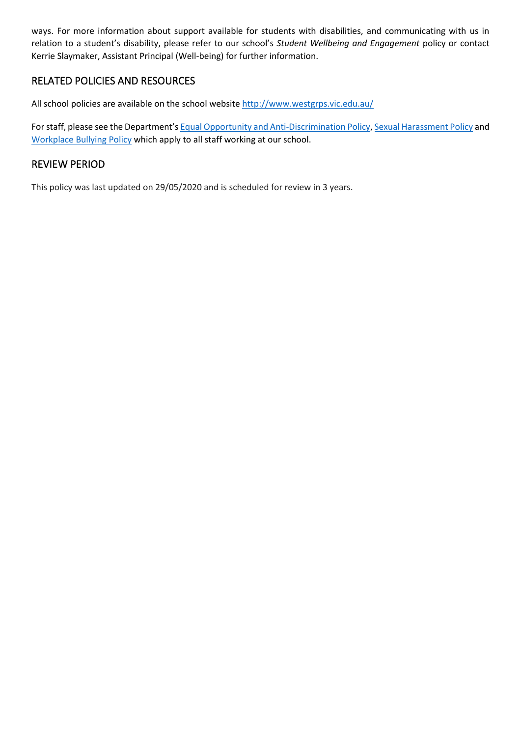ways. For more information about support available for students with disabilities, and communicating with us in relation to a student's disability, please refer to our school's *Student Wellbeing and Engagement* policy or contact Kerrie Slaymaker, Assistant Principal (Well-being) for further information.

## RELATED POLICIES AND RESOURCES

All school policies are available on the school website [http://www.westgrps.vic.edu.au/](http://www.westgrps.vic.edu.au/)

For staff, please see the Department's [Equal Opportunity and Anti-Discrimination Policy](), [Sexual Harassment Policy]() and [Workplace Bullying Policy]() which apply to all staff working at our school.

## REVIEW PERIOD

This policy was last updated on 29/05/2020 and is scheduled for review in 3 years.